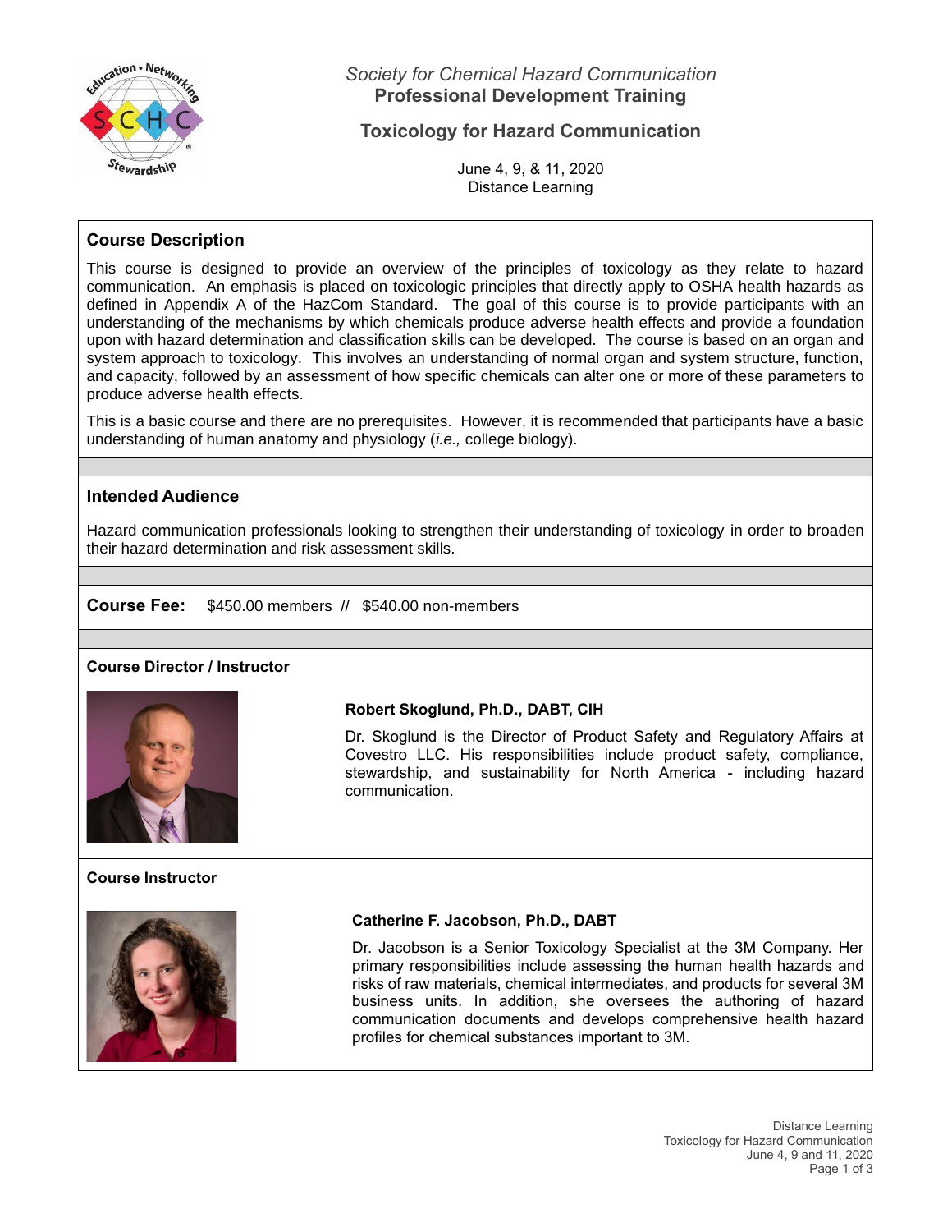*Society for Chemical Hazard Communication*
**Professional Development Training**

# Toxicology for Hazard Communication

June 4, 9, & 11, 2020
Distance Learning

## Course Description

This course is designed to provide an overview of the principles of toxicology as they relate to hazard communication. An emphasis is placed on toxicologic principles that directly apply to OSHA health hazards as defined in Appendix A of the HazCom Standard. The goal of this course is to provide participants with an understanding of the mechanisms by which chemicals produce adverse health effects and provide a foundation upon with hazard determination and classification skills can be developed. The course is based on an organ and system approach to toxicology. This involves an understanding of normal organ and system structure, function, and capacity, followed by an assessment of how specific chemicals can alter one or more of these parameters to produce adverse health effects.

This is a basic course and there are no prerequisites. However, it is recommended that participants have a basic understanding of human anatomy and physiology (*i.e.,* college biology).

## Intended Audience

Hazard communication professionals looking to strengthen their understanding of toxicology in order to broaden their hazard determination and risk assessment skills.

**Course Fee:** $450.00 members // $540.00 non-members

### Course Director / Instructor

**Robert Skoglund, Ph.D., DABT, CIH**

Dr. Skoglund is the Director of Product Safety and Regulatory Affairs at Covestro LLC. His responsibilities include product safety, compliance, stewardship, and sustainability for North America - including hazard communication.

### Course Instructor

**Catherine F. Jacobson, Ph.D., DABT**

Dr. Jacobson is a Senior Toxicology Specialist at the 3M Company. Her primary responsibilities include assessing the human health hazards and risks of raw materials, chemical intermediates, and products for several 3M business units. In addition, she oversees the authoring of hazard communication documents and develops comprehensive health hazard profiles for chemical substances important to 3M.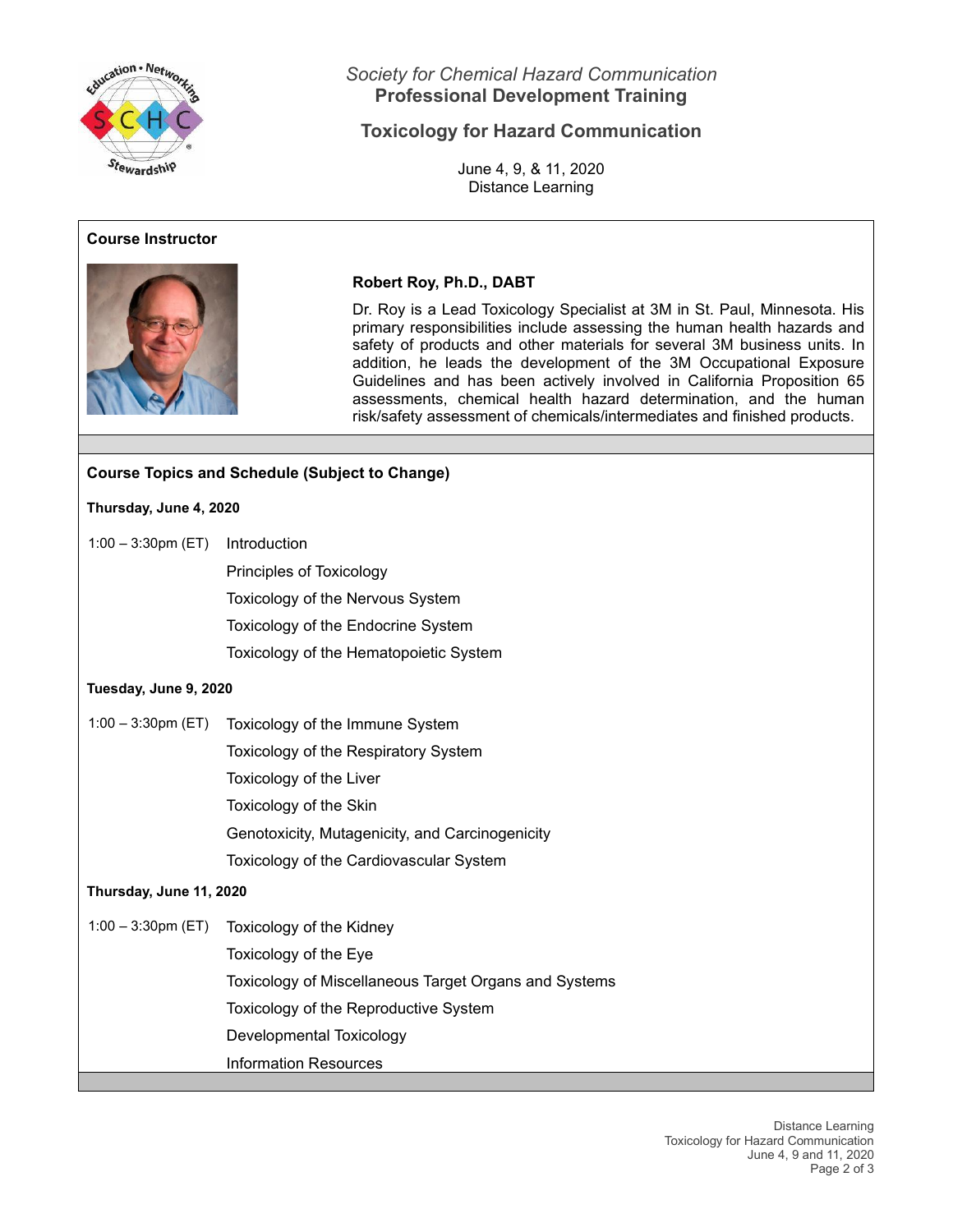*Society for Chemical Hazard Communication*
**Professional Development Training**

## Toxicology for Hazard Communication

June 4, 9, & 11, 2020
Distance Learning

### Course Instructor

**Robert Roy, Ph.D., DABT**

Dr. Roy is a Lead Toxicology Specialist at 3M in St. Paul, Minnesota. His primary responsibilities include assessing the human health hazards and safety of products and other materials for several 3M business units. In addition, he leads the development of the 3M Occupational Exposure Guidelines and has been actively involved in California Proposition 65 assessments, chemical health hazard determination, and the human risk/safety assessment of chemicals/intermediates and finished products.

### Course Topics and Schedule (Subject to Change)

**Thursday, June 4, 2020**

1:00 – 3:30pm (ET)
- Introduction
- Principles of Toxicology
- Toxicology of the Nervous System
- Toxicology of the Endocrine System
- Toxicology of the Hematopoietic System

**Tuesday, June 9, 2020**

1:00 – 3:30pm (ET)
- Toxicology of the Immune System
- Toxicology of the Respiratory System
- Toxicology of the Liver
- Toxicology of the Skin
- Genotoxicity, Mutagenicity, and Carcinogenicity
- Toxicology of the Cardiovascular System

**Thursday, June 11, 2020**

1:00 – 3:30pm (ET)
- Toxicology of the Kidney
- Toxicology of the Eye
- Toxicology of Miscellaneous Target Organs and Systems
- Toxicology of the Reproductive System
- Developmental Toxicology
- Information Resources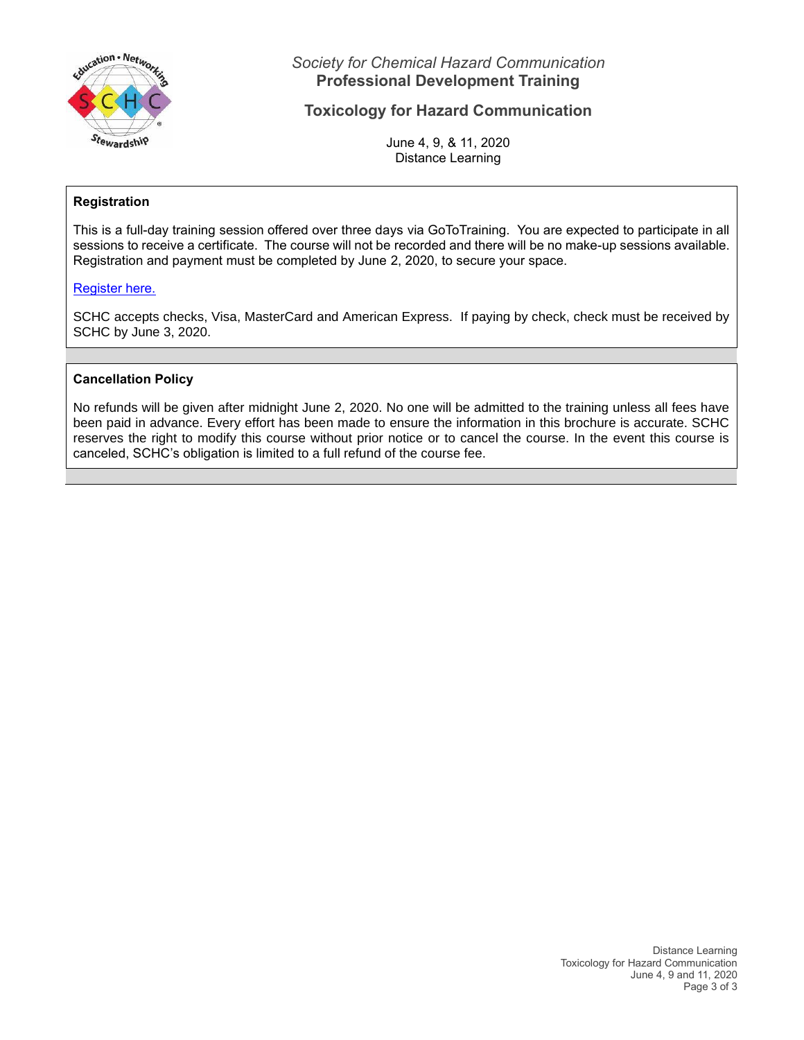*Society for Chemical Hazard Communication*
**Professional Development Training**

**Toxicology for Hazard Communication**

June 4, 9, & 11, 2020
Distance Learning

### Registration

This is a full-day training session offered over three days via GoToTraining. You are expected to participate in all sessions to receive a certificate. The course will not be recorded and there will be no make-up sessions available. Registration and payment must be completed by June 2, 2020, to secure your space.

Register here.

SCHC accepts checks, Visa, MasterCard and American Express. If paying by check, check must be received by SCHC by June 3, 2020.

### Cancellation Policy

No refunds will be given after midnight June 2, 2020. No one will be admitted to the training unless all fees have been paid in advance. Every effort has been made to ensure the information in this brochure is accurate. SCHC reserves the right to modify this course without prior notice or to cancel the course. In the event this course is canceled, SCHC's obligation is limited to a full refund of the course fee.